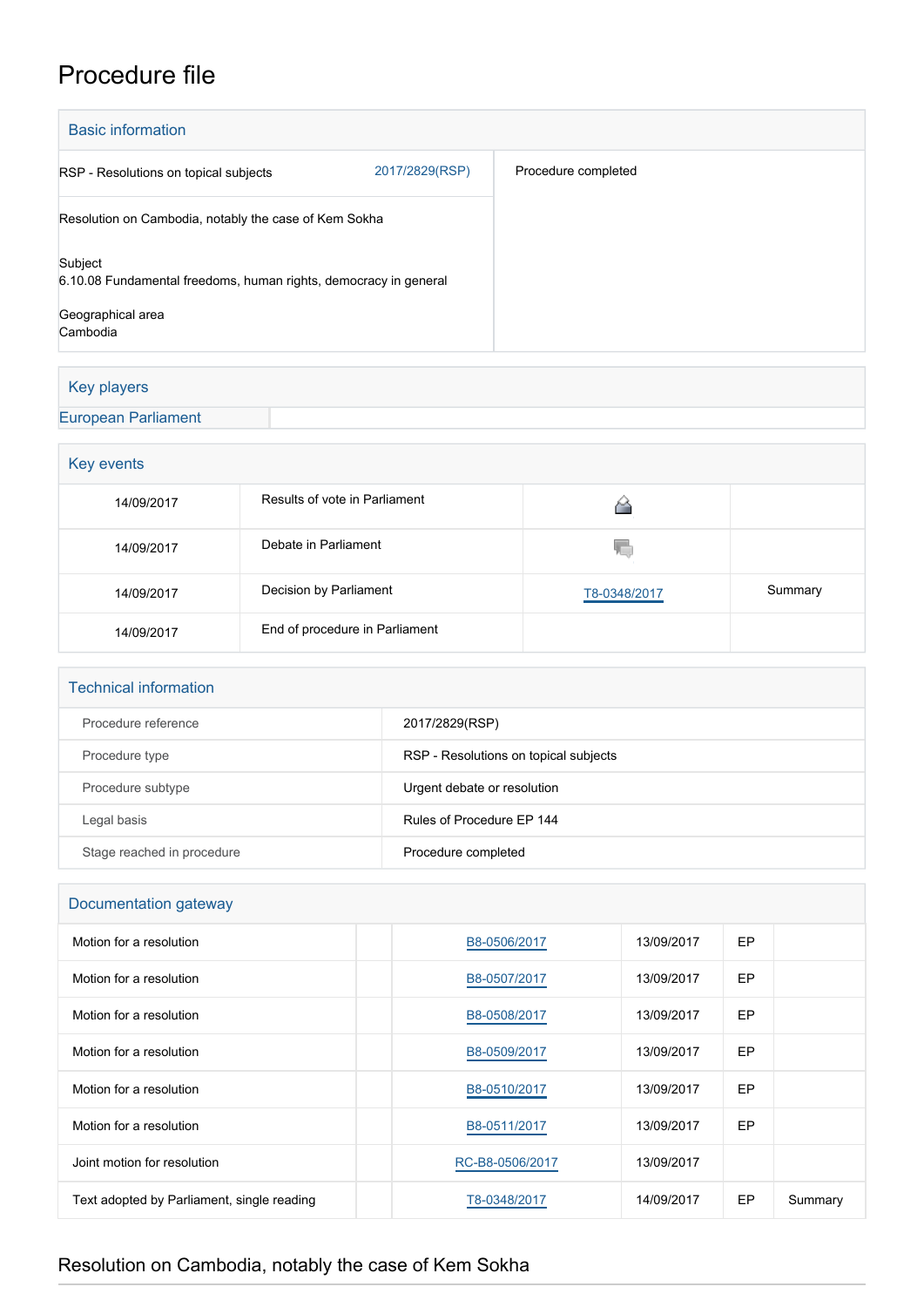# Procedure file

## Basic information

| | | |
|---|---|---|
| RSP - Resolutions on topical subjects | 2017/2829(RSP) | Procedure completed |
| Resolution on Cambodia, notably the case of Kem Sokha | | |
| Subject<br>6.10.08 Fundamental freedoms, human rights, democracy in general | | |
| Geographical area<br>Cambodia | | |

## Key players

European Parliament

## Key events

| | | | |
|---|---|---|---|
| 14/09/2017 | Results of vote in Parliament | | |
| 14/09/2017 | Debate in Parliament | | |
| 14/09/2017 | Decision by Parliament | T8-0348/2017 | Summary |
| 14/09/2017 | End of procedure in Parliament | | |

## Technical information

| | |
|---|---|
| Procedure reference | 2017/2829(RSP) |
| Procedure type | RSP - Resolutions on topical subjects |
| Procedure subtype | Urgent debate or resolution |
| Legal basis | Rules of Procedure EP 144 |
| Stage reached in procedure | Procedure completed |

## Documentation gateway

| | | | | | |
|---|---|---|---|---|---|
| Motion for a resolution | | B8-0506/2017 | 13/09/2017 | EP | |
| Motion for a resolution | | B8-0507/2017 | 13/09/2017 | EP | |
| Motion for a resolution | | B8-0508/2017 | 13/09/2017 | EP | |
| Motion for a resolution | | B8-0509/2017 | 13/09/2017 | EP | |
| Motion for a resolution | | B8-0510/2017 | 13/09/2017 | EP | |
| Motion for a resolution | | B8-0511/2017 | 13/09/2017 | EP | |
| Joint motion for resolution | | RC-B8-0506/2017 | 13/09/2017 | | |
| Text adopted by Parliament, single reading | | T8-0348/2017 | 14/09/2017 | EP | Summary |

## Resolution on Cambodia, notably the case of Kem Sokha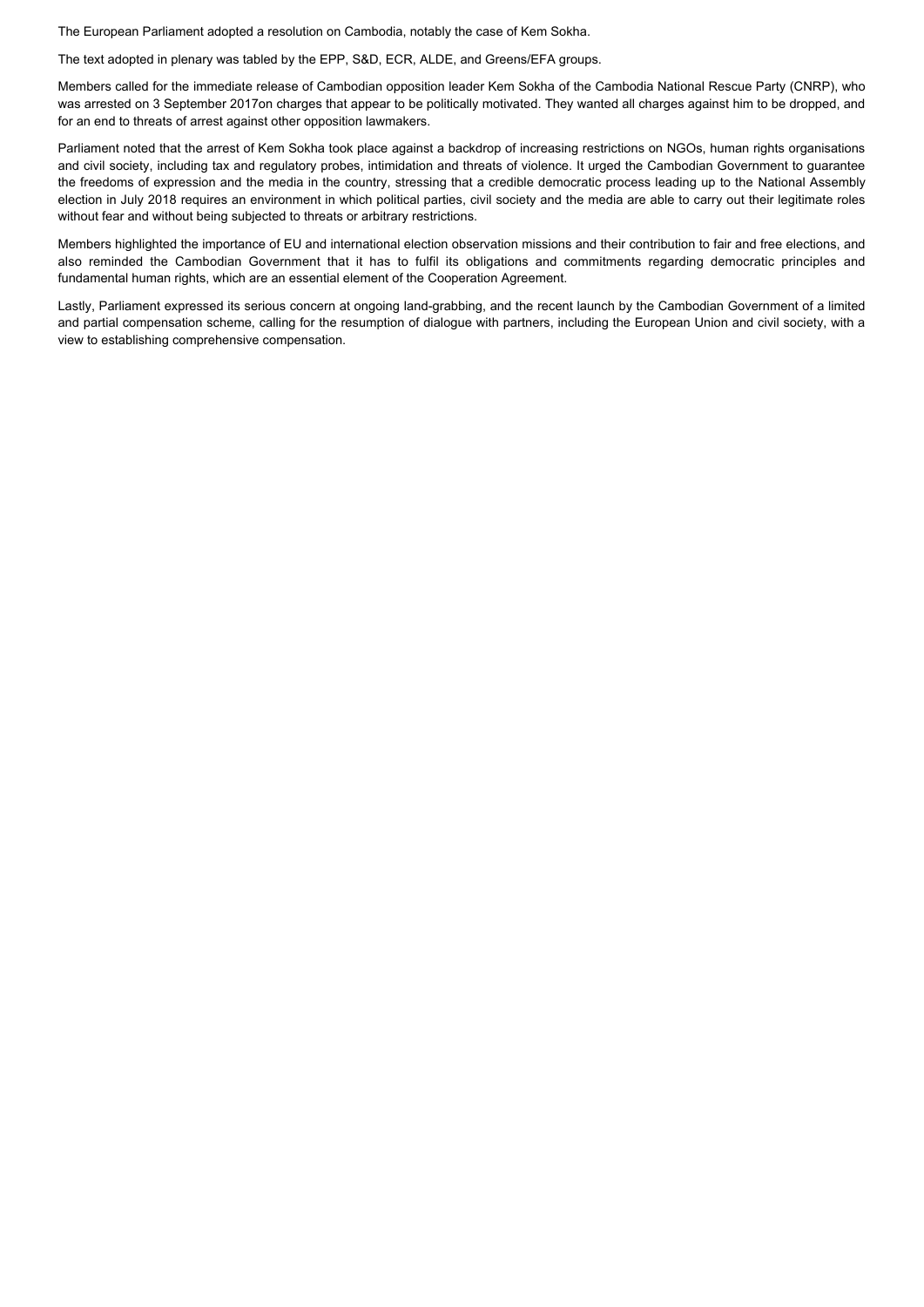The European Parliament adopted a resolution on Cambodia, notably the case of Kem Sokha.

The text adopted in plenary was tabled by the EPP, S&D, ECR, ALDE, and Greens/EFA groups.

Members called for the immediate release of Cambodian opposition leader Kem Sokha of the Cambodia National Rescue Party (CNRP), who was arrested on 3 September 2017on charges that appear to be politically motivated. They wanted all charges against him to be dropped, and for an end to threats of arrest against other opposition lawmakers.

Parliament noted that the arrest of Kem Sokha took place against a backdrop of increasing restrictions on NGOs, human rights organisations and civil society, including tax and regulatory probes, intimidation and threats of violence. It urged the Cambodian Government to guarantee the freedoms of expression and the media in the country, stressing that a credible democratic process leading up to the National Assembly election in July 2018 requires an environment in which political parties, civil society and the media are able to carry out their legitimate roles without fear and without being subjected to threats or arbitrary restrictions.

Members highlighted the importance of EU and international election observation missions and their contribution to fair and free elections, and also reminded the Cambodian Government that it has to fulfil its obligations and commitments regarding democratic principles and fundamental human rights, which are an essential element of the Cooperation Agreement.

Lastly, Parliament expressed its serious concern at ongoing land-grabbing, and the recent launch by the Cambodian Government of a limited and partial compensation scheme, calling for the resumption of dialogue with partners, including the European Union and civil society, with a view to establishing comprehensive compensation.